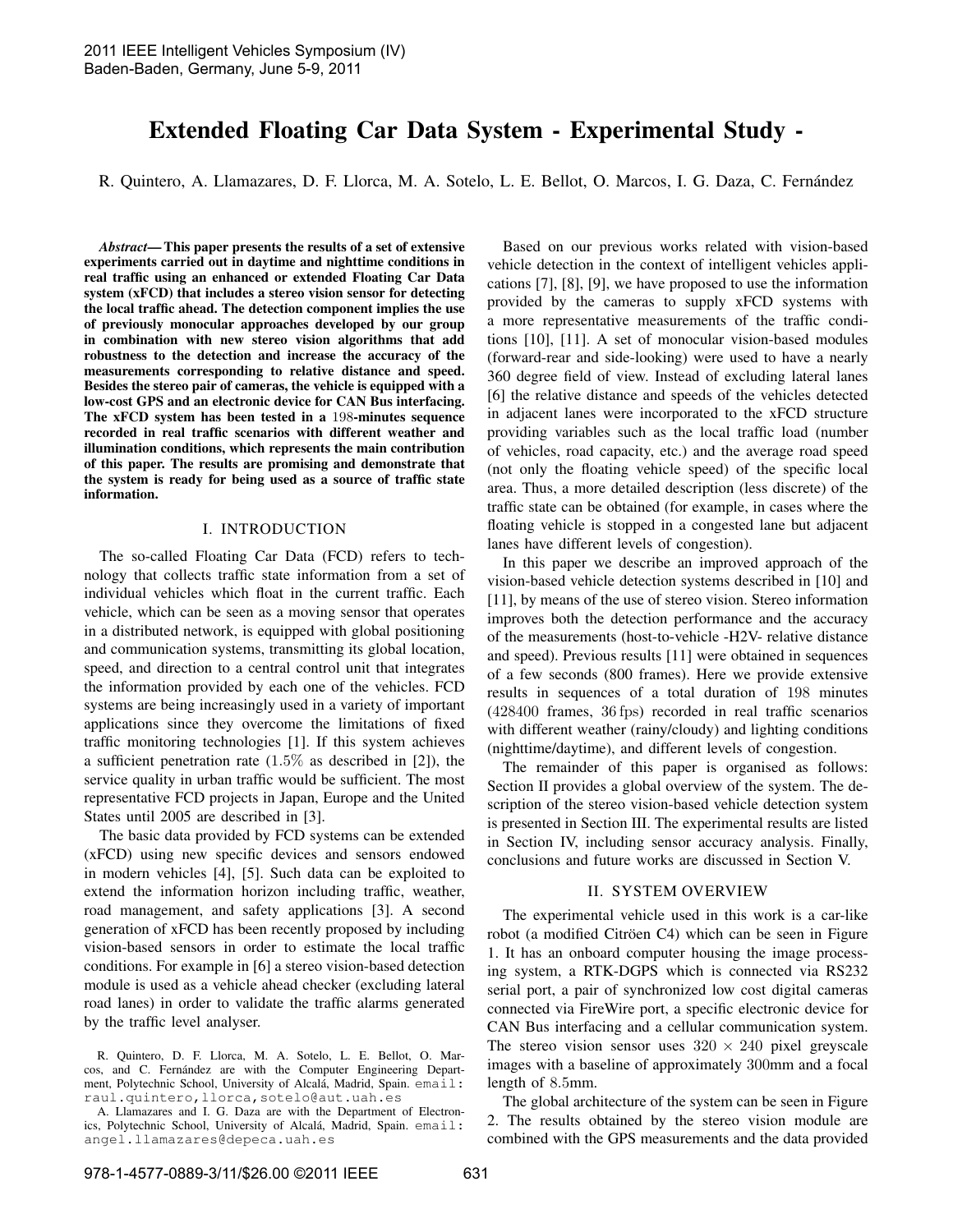# Extended Floating Car Data System - Experimental Study -

R. Quintero, A. Llamazares, D. F. Llorca, M. A. Sotelo, L. E. Bellot, O. Marcos, I. G. Daza, C. Fernández

***Abstract*— This paper presents the results of a set of extensive experiments carried out in daytime and nighttime conditions in real traffic using an enhanced or extended Floating Car Data system (xFCD) that includes a stereo vision sensor for detecting the local traffic ahead. The detection component implies the use of previously monocular approaches developed by our group in combination with new stereo vision algorithms that add robustness to the detection and increase the accuracy of the measurements corresponding to relative distance and speed. Besides the stereo pair of cameras, the vehicle is equipped with a low-cost GPS and an electronic device for CAN Bus interfacing. The xFCD system has been tested in a 198-minutes sequence recorded in real traffic scenarios with different weather and illumination conditions, which represents the main contribution of this paper. The results are promising and demonstrate that the system is ready for being used as a source of traffic state information.**

## I. INTRODUCTION

The so-called Floating Car Data (FCD) refers to technology that collects traffic state information from a set of individual vehicles which float in the current traffic. Each vehicle, which can be seen as a moving sensor that operates in a distributed network, is equipped with global positioning and communication systems, transmitting its global location, speed, and direction to a central control unit that integrates the information provided by each one of the vehicles. FCD systems are being increasingly used in a variety of important applications since they overcome the limitations of fixed traffic monitoring technologies [1]. If this system achieves a sufficient penetration rate ($1.5\%$ as described in [2]), the service quality in urban traffic would be sufficient. The most representative FCD projects in Japan, Europe and the United States until 2005 are described in [3].

The basic data provided by FCD systems can be extended (xFCD) using new specific devices and sensors endowed in modern vehicles [4], [5]. Such data can be exploited to extend the information horizon including traffic, weather, road management, and safety applications [3]. A second generation of xFCD has been recently proposed by including vision-based sensors in order to estimate the local traffic conditions. For example in [6] a stereo vision-based detection module is used as a vehicle ahead checker (excluding lateral road lanes) in order to validate the traffic alarms generated by the traffic level analyser.

Based on our previous works related with vision-based vehicle detection in the context of intelligent vehicles applications [7], [8], [9], we have proposed to use the information provided by the cameras to supply xFCD systems with a more representative measurements of the traffic conditions [10], [11]. A set of monocular vision-based modules (forward-rear and side-looking) were used to have a nearly 360 degree field of view. Instead of excluding lateral lanes [6] the relative distance and speeds of the vehicles detected in adjacent lanes were incorporated to the xFCD structure providing variables such as the local traffic load (number of vehicles, road capacity, etc.) and the average road speed (not only the floating vehicle speed) of the specific local area. Thus, a more detailed description (less discrete) of the traffic state can be obtained (for example, in cases where the floating vehicle is stopped in a congested lane but adjacent lanes have different levels of congestion).

In this paper we describe an improved approach of the vision-based vehicle detection systems described in [10] and [11], by means of the use of stereo vision. Stereo information improves both the detection performance and the accuracy of the measurements (host-to-vehicle -H2V- relative distance and speed). Previous results [11] were obtained in sequences of a few seconds (800 frames). Here we provide extensive results in sequences of a total duration of 198 minutes (428400 frames, 36 fps) recorded in real traffic scenarios with different weather (rainy/cloudy) and lighting conditions (nighttime/daytime), and different levels of congestion.

The remainder of this paper is organised as follows: Section II provides a global overview of the system. The description of the stereo vision-based vehicle detection system is presented in Section III. The experimental results are listed in Section IV, including sensor accuracy analysis. Finally, conclusions and future works are discussed in Section V.

## II. SYSTEM OVERVIEW

The experimental vehicle used in this work is a car-like robot (a modified Citröen C4) which can be seen in Figure 1. It has an onboard computer housing the image processing system, a RTK-DGPS which is connected via RS232 serial port, a pair of synchronized low cost digital cameras connected via FireWire port, a specific electronic device for CAN Bus interfacing and a cellular communication system. The stereo vision sensor uses $320 \times 240$ pixel greyscale images with a baseline of approximately 300mm and a focal length of 8.5mm.

The global architecture of the system can be seen in Figure 2. The results obtained by the stereo vision module are combined with the GPS measurements and the data provided

R. Quintero, D. F. Llorca, M. A. Sotelo, L. E. Bellot, O. Marcos, and C. Fernández are with the Computer Engineering Department, Polytechnic School, University of Alcalá, Madrid, Spain. email: raul.quintero,llorca,sotelo@aut.uah.es

A. Llamazares and I. G. Daza are with the Department of Electronics, Polytechnic School, University of Alcalá, Madrid, Spain. email: angel.llamazares@depeca.uah.es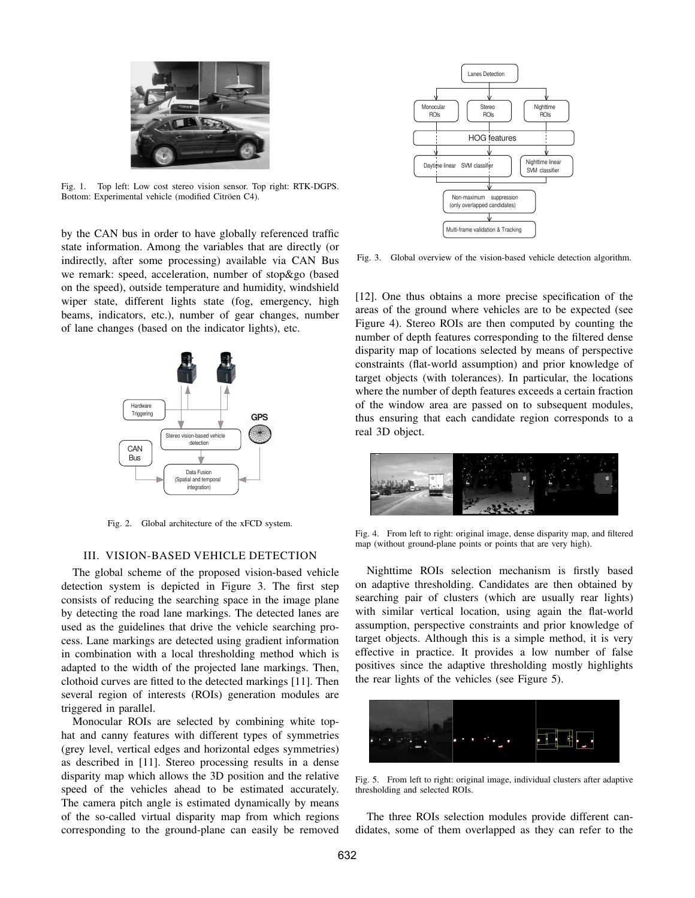Fig. 1. Top left: Low cost stereo vision sensor. Top right: RTK-DGPS. Bottom: Experimental vehicle (modified Citröen C4).

by the CAN bus in order to have globally referenced traffic state information. Among the variables that are directly (or indirectly, after some processing) available via CAN Bus we remark: speed, acceleration, number of stop&go (based on the speed), outside temperature and humidity, windshield wiper state, different lights state (fog, emergency, high beams, indicators, etc.), number of gear changes, number of lane changes (based on the indicator lights), etc.

Hardware Triggering

GPS

Stereo vision-based vehicle detection

CAN Bus

Data Fusion (Spatial and temporal integration)

Fig. 2. Global architecture of the xFCD system.

## III. VISION-BASED VEHICLE DETECTION

The global scheme of the proposed vision-based vehicle detection system is depicted in Figure 3. The first step consists of reducing the searching space in the image plane by detecting the road lane markings. The detected lanes are used as the guidelines that drive the vehicle searching process. Lane markings are detected using gradient information in combination with a local thresholding method which is adapted to the width of the projected lane markings. Then, clothoid curves are fitted to the detected markings [11]. Then several region of interests (ROIs) generation modules are triggered in parallel.

Monocular ROIs are selected by combining white top-hat and canny features with different types of symmetries (grey level, vertical edges and horizontal edges symmetries) as described in [11]. Stereo processing results in a dense disparity map which allows the 3D position and the relative speed of the vehicles ahead to be estimated accurately. The camera pitch angle is estimated dynamically by means of the so-called virtual disparity map from which regions corresponding to the ground-plane can easily be removed [12]. One thus obtains a more precise specification of the areas of the ground where vehicles are to be expected (see Figure 4). Stereo ROIs are then computed by counting the number of depth features corresponding to the filtered dense disparity map of locations selected by means of perspective constraints (flat-world assumption) and prior knowledge of target objects (with tolerances). In particular, the locations where the number of depth features exceeds a certain fraction of the window area are passed on to subsequent modules, thus ensuring that each candidate region corresponds to a real 3D object.

Lanes Detection

Monocular ROIs

Stereo ROIs

Nighttime ROIs

HOG features

Daytime linear SVM classifier

Nighttime linear SVM classifier

Non-maximum suppression (only overlapped candidates)

Multi-frame validation & Tracking

Fig. 3. Global overview of the vision-based vehicle detection algorithm.

Fig. 4. From left to right: original image, dense disparity map, and filtered map (without ground-plane points or points that are very high).

Nighttime ROIs selection mechanism is firstly based on adaptive thresholding. Candidates are then obtained by searching pair of clusters (which are usually rear lights) with similar vertical location, using again the flat-world assumption, perspective constraints and prior knowledge of target objects. Although this is a simple method, it is very effective in practice. It provides a low number of false positives since the adaptive thresholding mostly highlights the rear lights of the vehicles (see Figure 5).

Fig. 5. From left to right: original image, individual clusters after adaptive thresholding and selected ROIs.

The three ROIs selection modules provide different candidates, some of them overlapped as they can refer to the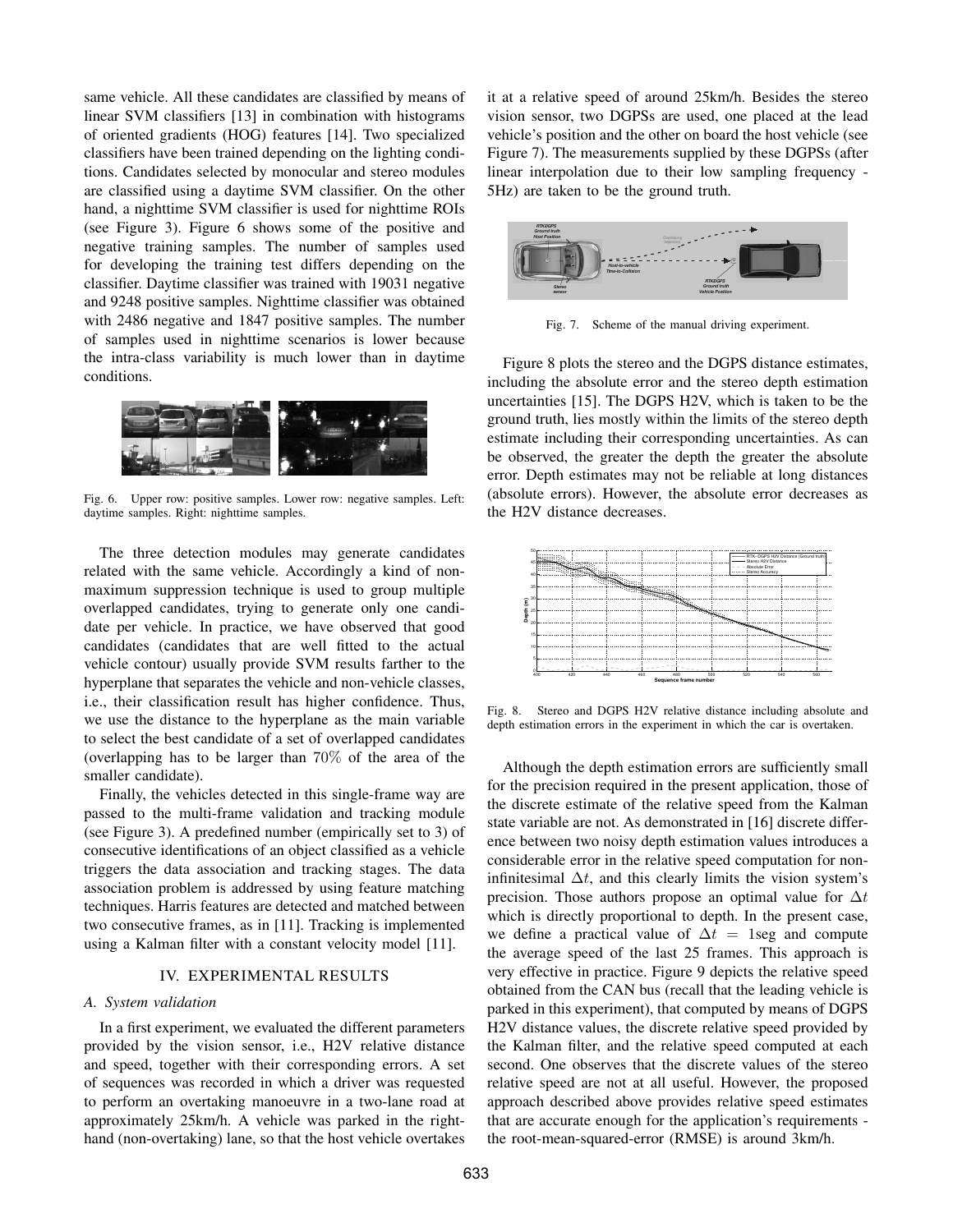same vehicle. All these candidates are classified by means of linear SVM classifiers [13] in combination with histograms of oriented gradients (HOG) features [14]. Two specialized classifiers have been trained depending on the lighting conditions. Candidates selected by monocular and stereo modules are classified using a daytime SVM classifier. On the other hand, a nighttime SVM classifier is used for nighttime ROIs (see Figure 3). Figure 6 shows some of the positive and negative training samples. The number of samples used for developing the training test differs depending on the classifier. Daytime classifier was trained with 19031 negative and 9248 positive samples. Nighttime classifier was obtained with 2486 negative and 1847 positive samples. The number of samples used in nighttime scenarios is lower because the intra-class variability is much lower than in daytime conditions.

Fig. 6. Upper row: positive samples. Lower row: negative samples. Left: daytime samples. Right: nighttime samples.

The three detection modules may generate candidates related with the same vehicle. Accordingly a kind of non-maximum suppression technique is used to group multiple overlapped candidates, trying to generate only one candidate per vehicle. In practice, we have observed that good candidates (candidates that are well fitted to the actual vehicle contour) usually provide SVM results farther to the hyperplane that separates the vehicle and non-vehicle classes, i.e., their classification result has higher confidence. Thus, we use the distance to the hyperplane as the main variable to select the best candidate of a set of overlapped candidates (overlapping has to be larger than 70% of the area of the smaller candidate).

Finally, the vehicles detected in this single-frame way are passed to the multi-frame validation and tracking module (see Figure 3). A predefined number (empirically set to 3) of consecutive identifications of an object classified as a vehicle triggers the data association and tracking stages. The data association problem is addressed by using feature matching techniques. Harris features are detected and matched between two consecutive frames, as in [11]. Tracking is implemented using a Kalman filter with a constant velocity model [11].

## IV. EXPERIMENTAL RESULTS

### *A. System validation*

In a first experiment, we evaluated the different parameters provided by the vision sensor, i.e., H2V relative distance and speed, together with their corresponding errors. A set of sequences was recorded in which a driver was requested to perform an overtaking manoeuvre in a two-lane road at approximately 25km/h. A vehicle was parked in the right-hand (non-overtaking) lane, so that the host vehicle overtakes it at a relative speed of around 25km/h. Besides the stereo vision sensor, two DGPSs are used, one placed at the lead vehicle's position and the other on board the host vehicle (see Figure 7). The measurements supplied by these DGPSs (after linear interpolation due to their low sampling frequency - 5Hz) are taken to be the ground truth.

RTK-DGPS
Ground truth
Host Position
Overtaking
trajectory
Host-to-vehicle
Time-to-Collision
Stereo
sensor
RTK-DGPS
Ground truth
Vehicle Position

Fig. 7. Scheme of the manual driving experiment.

Figure 8 plots the stereo and the DGPS distance estimates, including the absolute error and the stereo depth estimation uncertainties [15]. The DGPS H2V, which is taken to be the ground truth, lies mostly within the limits of the stereo depth estimate including their corresponding uncertainties. As can be observed, the greater the depth the greater the absolute error. Depth estimates may not be reliable at long distances (absolute errors). However, the absolute error decreases as the H2V distance decreases.

RTK-DGPS H2V Distance (Ground truth)
Stereo H2V Distance
Absolute Error
Stereo Accuracy
Depth (m)
0
5
10
15
20
25
30
35
40
45
50
Sequence frame number
400
420
440
460
480
500
520
540
560

Fig. 8. Stereo and DGPS H2V relative distance including absolute and depth estimation errors in the experiment in which the car is overtaken.

Although the depth estimation errors are sufficiently small for the precision required in the present application, those of the discrete estimate of the relative speed from the Kalman state variable are not. As demonstrated in [16] discrete difference between two noisy depth estimation values introduces a considerable error in the relative speed computation for non-infinitesimal $\Delta t$, and this clearly limits the vision system's precision. Those authors propose an optimal value for $\Delta t$ which is directly proportional to depth. In the present case, we define a practical value of $\Delta t$ = 1seg and compute the average speed of the last 25 frames. This approach is very effective in practice. Figure 9 depicts the relative speed obtained from the CAN bus (recall that the leading vehicle is parked in this experiment), that computed by means of DGPS H2V distance values, the discrete relative speed provided by the Kalman filter, and the relative speed computed at each second. One observes that the discrete values of the stereo relative speed are not at all useful. However, the proposed approach described above provides relative speed estimates that are accurate enough for the application's requirements - the root-mean-squared-error (RMSE) is around 3km/h.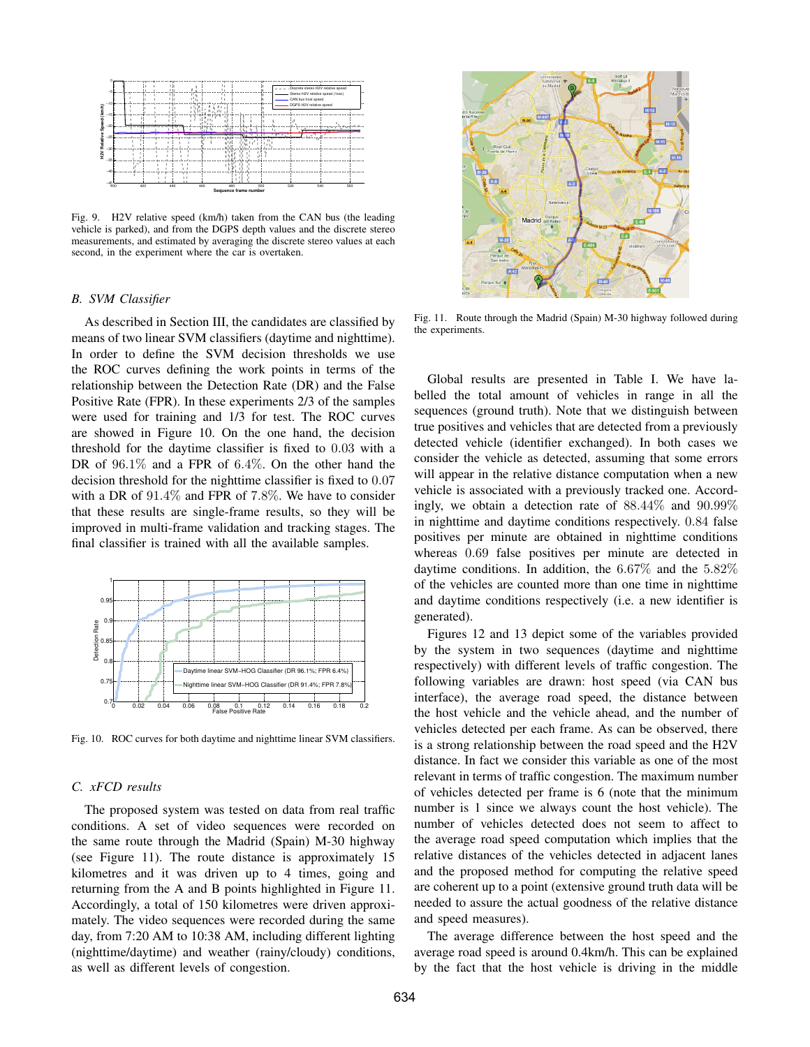Sequence frame number

H2V Relative Speed (km/h)

Discrete stereo H2V relative speed
Stereo H2V relative speed (1sec)
CAN bus host speed
DGPS H2V relative speed

Fig. 9. H2V relative speed (km/h) taken from the CAN bus (the leading vehicle is parked), and from the DGPS depth values and the discrete stereo measurements, and estimated by averaging the discrete stereo values at each second, in the experiment where the car is overtaken.

### B. SVM Classifier

As described in Section III, the candidates are classified by means of two linear SVM classifiers (daytime and nighttime). In order to define the SVM decision thresholds we use the ROC curves defining the work points in terms of the relationship between the Detection Rate (DR) and the False Positive Rate (FPR). In these experiments 2/3 of the samples were used for training and 1/3 for test. The ROC curves are showed in Figure 10. On the one hand, the decision threshold for the daytime classifier is fixed to $0.03$ with a DR of $96.1\%$ and a FPR of $6.4\%$. On the other hand the decision threshold for the nighttime classifier is fixed to $0.07$ with a DR of $91.4\%$ and FPR of $7.8\%$. We have to consider that these results are single-frame results, so they will be improved in multi-frame validation and tracking stages. The final classifier is trained with all the available samples.

Detection Rate

False Positive Rate

Daytime linear SVM–HOG Classifier (DR 96.1%; FPR 6.4%)
Nighttime linear SVM–HOG Classifier (DR 91.4%; FPR 7.8%)

Fig. 10. ROC curves for both daytime and nighttime linear SVM classifiers.

### C. xFCD results

The proposed system was tested on data from real traffic conditions. A set of video sequences were recorded on the same route through the Madrid (Spain) M-30 highway (see Figure 11). The route distance is approximately 15 kilometres and it was driven up to 4 times, going and returning from the A and B points highlighted in Figure 11. Accordingly, a total of 150 kilometres were driven approximately. The video sequences were recorded during the same day, from 7:20 AM to 10:38 AM, including different lighting (nighttime/daytime) and weather (rainy/cloudy) conditions, as well as different levels of congestion.

Fig. 11. Route through the Madrid (Spain) M-30 highway followed during the experiments.

Global results are presented in Table I. We have labelled the total amount of vehicles in range in all the sequences (ground truth). Note that we distinguish between true positives and vehicles that are detected from a previously detected vehicle (identifier exchanged). In both cases we consider the vehicle as detected, assuming that some errors will appear in the relative distance computation when a new vehicle is associated with a previously tracked one. Accordingly, we obtain a detection rate of $88.44\%$ and $90.99\%$ in nighttime and daytime conditions respectively. $0.84$ false positives per minute are obtained in nighttime conditions whereas $0.69$ false positives per minute are detected in daytime conditions. In addition, the $6.67\%$ and the $5.82\%$ of the vehicles are counted more than one time in nighttime and daytime conditions respectively (i.e. a new identifier is generated).

Figures 12 and 13 depict some of the variables provided by the system in two sequences (daytime and nighttime respectively) with different levels of traffic congestion. The following variables are drawn: host speed (via CAN bus interface), the average road speed, the distance between the host vehicle and the vehicle ahead, and the number of vehicles detected per each frame. As can be observed, there is a strong relationship between the road speed and the H2V distance. In fact we consider this variable as one of the most relevant in terms of traffic congestion. The maximum number of vehicles detected per frame is 6 (note that the minimum number is 1 since we always count the host vehicle). The number of vehicles detected does not seem to affect to the average road speed computation which implies that the relative distances of the vehicles detected in adjacent lanes and the proposed method for computing the relative speed are coherent up to a point (extensive ground truth data will be needed to assure the actual goodness of the relative distance and speed measures).

The average difference between the host speed and the average road speed is around 0.4km/h. This can be explained by the fact that the host vehicle is driving in the middle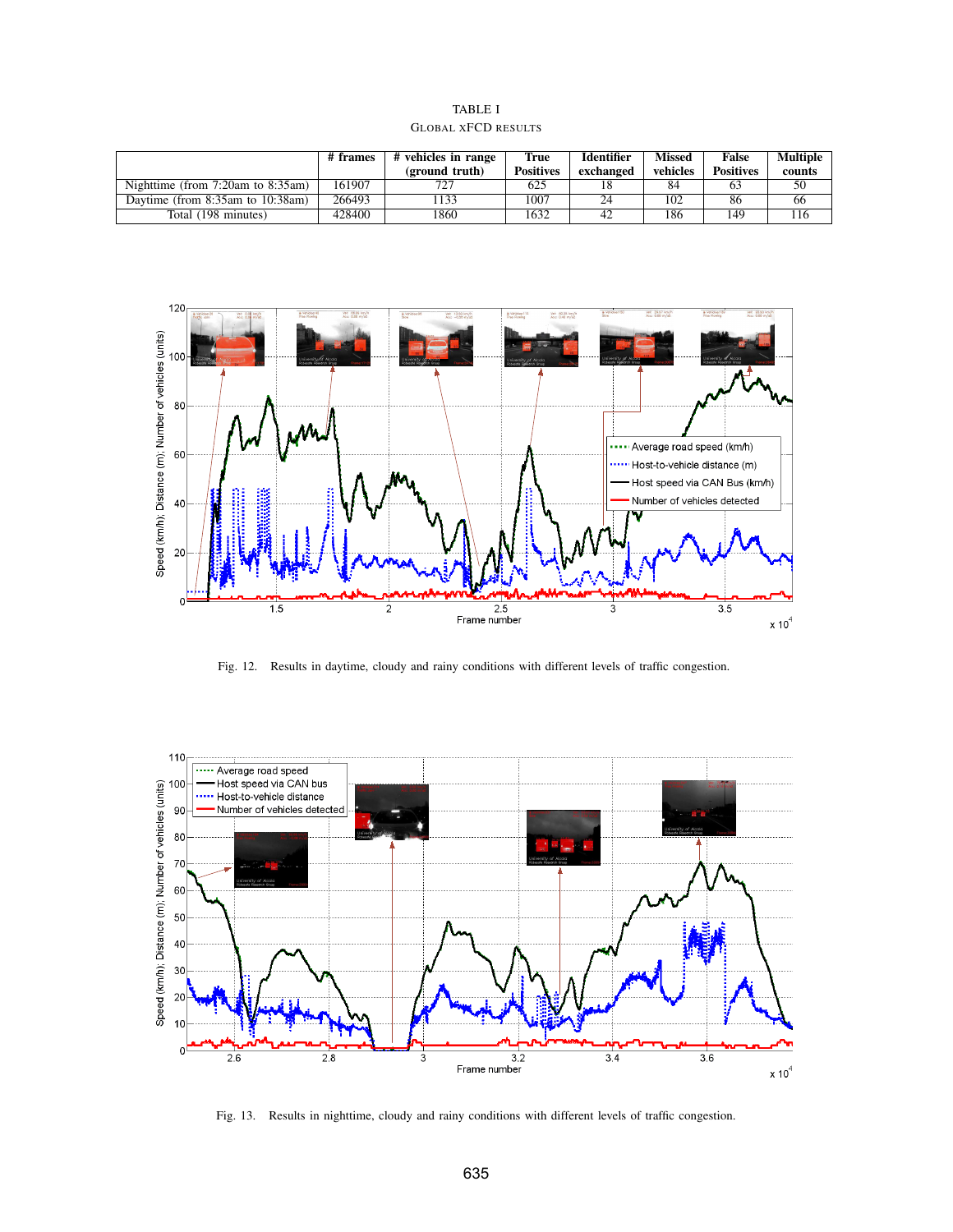TABLE I

GLOBAL XFCD RESULTS

| | # frames | # vehicles in range (ground truth) | True Positives | Identifier exchanged | Missed vehicles | False Positives | Multiple counts |
|---|---|---|---|---|---|---|---|
| Nighttime (from 7:20am to 8:35am) | 161907 | 727 | 625 | 18 | 84 | 63 | 50 |
| Daytime (from 8:35am to 10:38am) | 266493 | 1133 | 1007 | 24 | 102 | 86 | 66 |
| Total (198 minutes) | 428400 | 1860 | 1632 | 42 | 186 | 149 | 116 |

Speed (km/h); Distance (m); Number of vehicles (units)

Frame number

x 10^4

Average road speed (km/h)
Host-to-vehicle distance (m)
Host speed via CAN Bus (km/h)
Number of vehicles detected

Fig. 12. Results in daytime, cloudy and rainy conditions with different levels of traffic congestion.

Speed (km/h); Distance (m); Number of vehicles (units)

Frame number

x 10^4

Average road speed
Host speed via CAN bus
Host-to-vehicle distance
Number of vehicles detected

Fig. 13. Results in nighttime, cloudy and rainy conditions with different levels of traffic congestion.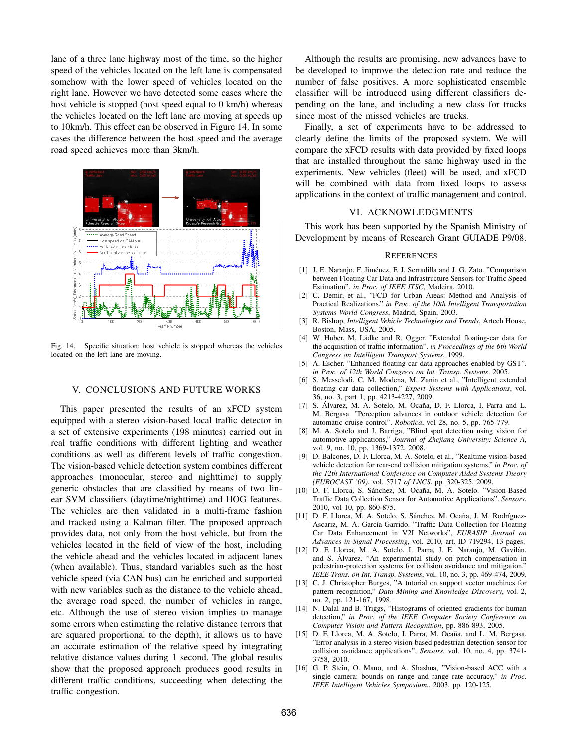lane of a three lane highway most of the time, so the higher speed of the vehicles located on the left lane is compensated somehow with the lower speed of vehicles located on the right lane. However we have detected some cases where the host vehicle is stopped (host speed equal to 0 km/h) whereas the vehicles located on the left lane are moving at speeds up to 10km/h. This effect can be observed in Figure 14. In some cases the difference between the host speed and the average road speed achieves more than 3km/h.

Average Road Speed
Host speed via CAN bus
Host-to-vehicle distance
Number of vehicles detected
Speed (km/h), Distance (m), Number of vehicles (units)
Frame number

Fig. 14. Specific situation: host vehicle is stopped whereas the vehicles located on the left lane are moving.

## V. Conclusions and Future Works

This paper presented the results of an xFCD system equipped with a stereo vision-based local traffic detector in a set of extensive experiments (198 minutes) carried out in real traffic conditions with different lighting and weather conditions as well as different levels of traffic congestion. The vision-based vehicle detection system combines different approaches (monocular, stereo and nighttime) to supply generic obstacles that are classified by means of two linear SVM classifiers (daytime/nighttime) and HOG features. The vehicles are then validated in a multi-frame fashion and tracked using a Kalman filter. The proposed approach provides data, not only from the host vehicle, but from the vehicles located in the field of view of the host, including the vehicle ahead and the vehicles located in adjacent lanes (when available). Thus, standard variables such as the host vehicle speed (via CAN bus) can be enriched and supported with new variables such as the distance to the vehicle ahead, the average road speed, the number of vehicles in range, etc. Although the use of stereo vision implies to manage some errors when estimating the relative distance (errors that are squared proportional to the depth), it allows us to have an accurate estimation of the relative speed by integrating relative distance values during 1 second. The global results show that the proposed approach produces good results in different traffic conditions, succeeding when detecting the traffic congestion.

Although the results are promising, new advances have to be developed to improve the detection rate and reduce the number of false positives. A more sophisticated ensemble classifier will be introduced using different classifiers depending on the lane, and including a new class for trucks since most of the missed vehicles are trucks.

Finally, a set of experiments have to be addressed to clearly define the limits of the proposed system. We will compare the xFCD results with data provided by fixed loops that are installed throughout the same highway used in the experiments. New vehicles (fleet) will be used, and xFCD will be combined with data from fixed loops to assess applications in the context of traffic management and control.

## VI. Acknowledgments

This work has been supported by the Spanish Ministry of Development by means of Research Grant GUIADE P9/08.

## References

[1] J. E. Naranjo, F. Jiménez, F. J. Serradilla and J. G. Zato. "Comparison between Floating Car Data and Infrastructure Sensors for Traffic Speed Estimation". *in Proc. of IEEE ITSC*, Madeira, 2010.

[2] C. Demir, et al., "FCD for Urban Areas: Method and Analysis of Practical Realizations," *in Proc. of the 10th Intelligent Transportation Systems World Congress*, Madrid, Spain, 2003.

[3] R. Bishop, *Intelligent Vehicle Technologies and Trends*, Artech House, Boston, Mass, USA, 2005.

[4] W. Huber, M. Lädke and R. Ogger. "Extended floating-car data for the acquisition of traffic information". *in Proceedings of the 6th World Congress on Intelligent Transport Systems*, 1999.

[5] A. Escher. "Enhanced floating car data approaches enabled by GST". *in Proc. of 12th World Congress on Int. Transp. Systems*. 2005.

[6] S. Messelodi, C. M. Modena, M. Zanin et al., "Intelligent extended floating car data collection," *Expert Systems with Applications*, vol. 36, no. 3, part 1, pp. 4213-4227, 2009.

[7] S. Álvarez, M. A. Sotelo, M. Ocaña, D. F. Llorca, I. Parra and L. M. Bergasa. "Perception advances in outdoor vehicle detection for automatic cruise control". *Robotica*, vol 28, no. 5, pp. 765-779.

[8] M. A. Sotelo and J. Barriga, "Blind spot detection using vision for automotive applications," *Journal of Zhejiang University: Science A*, vol. 9, no. 10, pp. 1369-1372, 2008.

[9] D. Balcones, D. F. Llorca, M. A. Sotelo, et al., "Realtime vision-based vehicle detection for rear-end collision mitigation systems," *in Proc. of the 12th International Conference on Computer Aided Systems Theory (EUROCAST '09)*, vol. 5717 *of LNCS*, pp. 320-325, 2009.

[10] D. F. Llorca, S. Sánchez, M. Ocaña, M. A. Sotelo. "Vision-Based Traffic Data Collection Sensor for Automotive Applications". *Sensors*, 2010, vol 10, pp. 860-875.

[11] D. F. Llorca, M. A. Sotelo, S. Sánchez, M. Ocaña, J. M. Rodríguez-Ascariz, M. A. García-Garrido. "Traffic Data Collection for Floating Car Data Enhancement in V2I Networks", *EURASIP Journal on Advances in Signal Processing*, vol. 2010, art. ID 719294, 13 pages.

[12] D. F. Llorca, M. A. Sotelo, I. Parra, J. E. Naranjo, M. Gavilán, and S. Álvarez, "An experimental study on pitch compensation in pedestrian-protection systems for collision avoidance and mitigation," *IEEE Trans. on Int. Transp. Systems*, vol. 10, no. 3, pp. 469-474, 2009.

[13] C. J. Christopher Burges, "A tutorial on support vector machines for pattern recognition," *Data Mining and Knowledge Discovery*, vol. 2, no. 2, pp. 121-167, 1998.

[14] N. Dalal and B. Triggs, "Histograms of oriented gradients for human detection," *in Proc. of the IEEE Computer Society Conference on Computer Vision and Pattern Recognition*, pp. 886-893, 2005.

[15] D. F. Llorca, M. A. Sotelo, I. Parra, M. Ocaña, and L. M. Bergasa, "Error analysis in a stereo vision-based pedestrian detection sensor for collision avoidance applications", *Sensors*, vol. 10, no. 4, pp. 3741-3758, 2010.

[16] G. P. Stein, O. Mano, and A. Shashua, "Vision-based ACC with a single camera: bounds on range and range rate accuracy," *in Proc. IEEE Intelligent Vehicles Symposium.*, 2003, pp. 120-125.